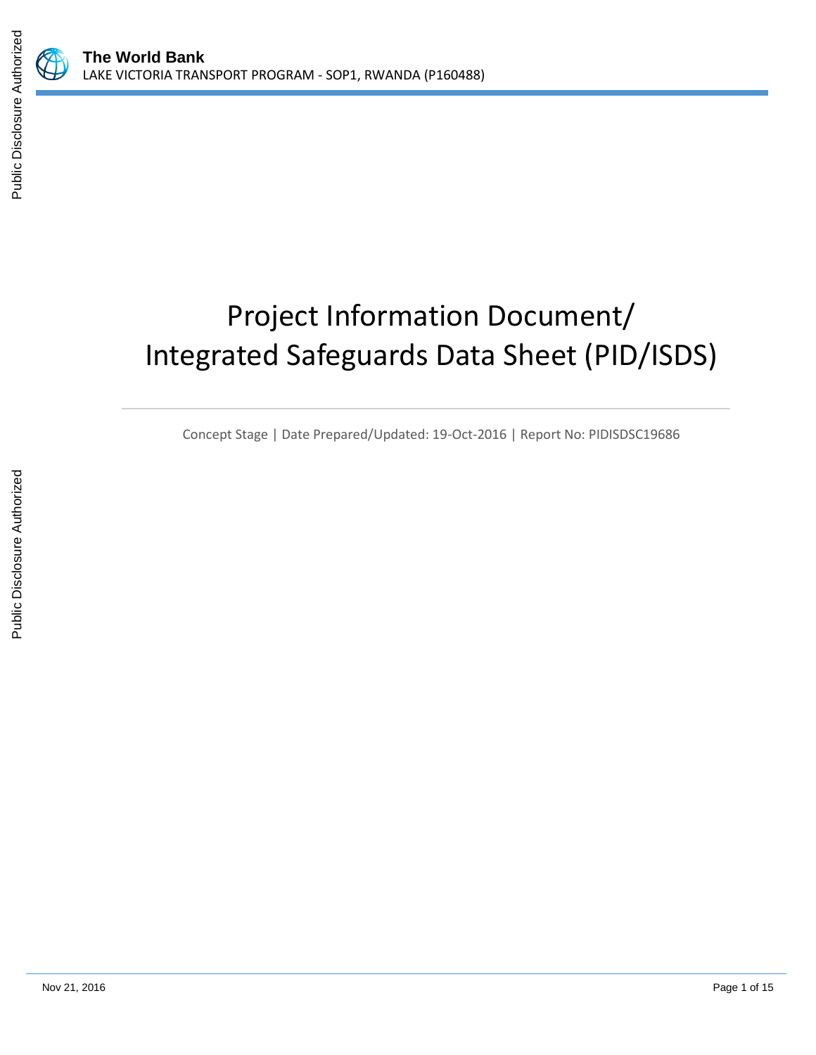**The World Bank**
LAKE VICTORIA TRANSPORT PROGRAM - SOP1, RWANDA (P160488)

# Project Information Document/ Integrated Safeguards Data Sheet (PID/ISDS)

Concept Stage | Date Prepared/Updated: 19-Oct-2016 | Report No: PIDISDSC19686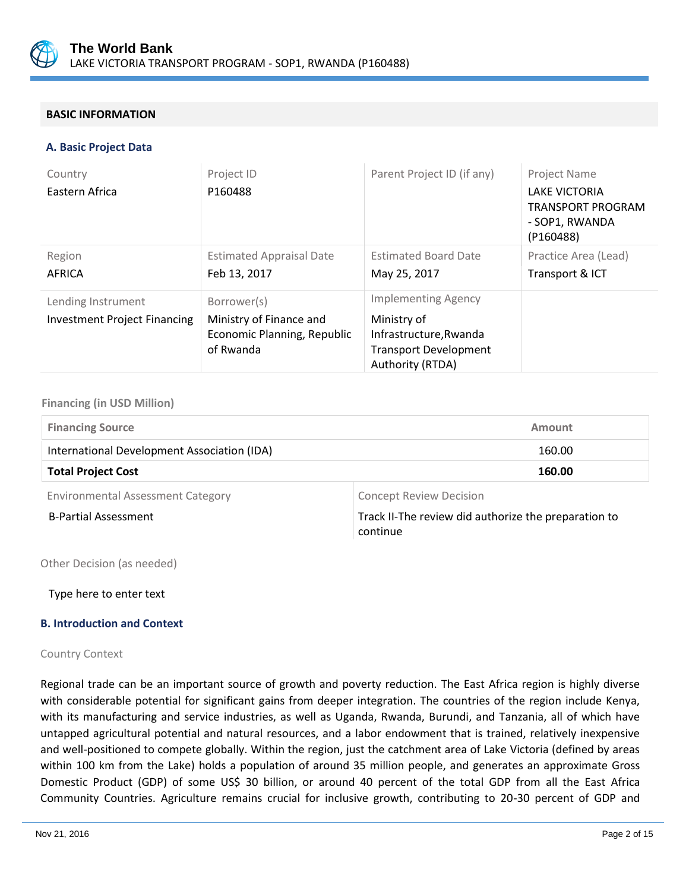## BASIC INFORMATION

### A. Basic Project Data

| Country | Project ID | Parent Project ID (if any) | Project Name |
|---|---|---|---|
| Eastern Africa | P160488 | | LAKE VICTORIA TRANSPORT PROGRAM - SOP1, RWANDA (P160488) |
| **Region** | **Estimated Appraisal Date** | **Estimated Board Date** | **Practice Area (Lead)** |
| AFRICA | Feb 13, 2017 | May 25, 2017 | Transport & ICT |
| **Lending Instrument** | **Borrower(s)** | **Implementing Agency** | |
| Investment Project Financing | Ministry of Finance and Economic Planning, Republic of Rwanda | Ministry of Infrastructure,Rwanda Transport Development Authority (RTDA) | |

**Financing (in USD Million)**

| Financing Source | Amount |
|---|---|
| International Development Association (IDA) | 160.00 |
| **Total Project Cost** | **160.00** |

| Environmental Assessment Category | Concept Review Decision |
|---|---|
| B-Partial Assessment | Track II-The review did authorize the preparation to continue |

Other Decision (as needed)

Type here to enter text

### B. Introduction and Context

Country Context

Regional trade can be an important source of growth and poverty reduction. The East Africa region is highly diverse with considerable potential for significant gains from deeper integration. The countries of the region include Kenya, with its manufacturing and service industries, as well as Uganda, Rwanda, Burundi, and Tanzania, all of which have untapped agricultural potential and natural resources, and a labor endowment that is trained, relatively inexpensive and well-positioned to compete globally. Within the region, just the catchment area of Lake Victoria (defined by areas within 100 km from the Lake) holds a population of around 35 million people, and generates an approximate Gross Domestic Product (GDP) of some US$ 30 billion, or around 40 percent of the total GDP from all the East Africa Community Countries. Agriculture remains crucial for inclusive growth, contributing to 20-30 percent of GDP and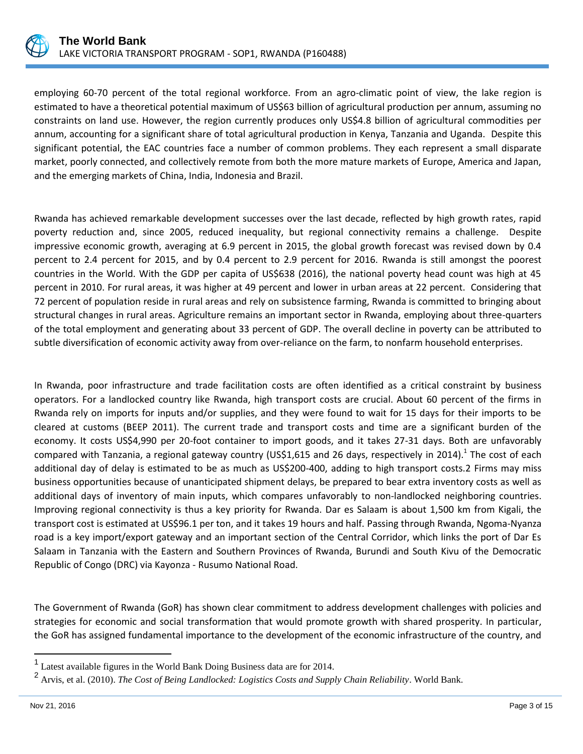employing 60-70 percent of the total regional workforce. From an agro-climatic point of view, the lake region is estimated to have a theoretical potential maximum of US$63 billion of agricultural production per annum, assuming no constraints on land use. However, the region currently produces only US$4.8 billion of agricultural commodities per annum, accounting for a significant share of total agricultural production in Kenya, Tanzania and Uganda. Despite this significant potential, the EAC countries face a number of common problems. They each represent a small disparate market, poorly connected, and collectively remote from both the more mature markets of Europe, America and Japan, and the emerging markets of China, India, Indonesia and Brazil.

Rwanda has achieved remarkable development successes over the last decade, reflected by high growth rates, rapid poverty reduction and, since 2005, reduced inequality, but regional connectivity remains a challenge. Despite impressive economic growth, averaging at 6.9 percent in 2015, the global growth forecast was revised down by 0.4 percent to 2.4 percent for 2015, and by 0.4 percent to 2.9 percent for 2016. Rwanda is still amongst the poorest countries in the World. With the GDP per capita of US$638 (2016), the national poverty head count was high at 45 percent in 2010. For rural areas, it was higher at 49 percent and lower in urban areas at 22 percent. Considering that 72 percent of population reside in rural areas and rely on subsistence farming, Rwanda is committed to bringing about structural changes in rural areas. Agriculture remains an important sector in Rwanda, employing about three-quarters of the total employment and generating about 33 percent of GDP. The overall decline in poverty can be attributed to subtle diversification of economic activity away from over-reliance on the farm, to nonfarm household enterprises.

In Rwanda, poor infrastructure and trade facilitation costs are often identified as a critical constraint by business operators. For a landlocked country like Rwanda, high transport costs are crucial. About 60 percent of the firms in Rwanda rely on imports for inputs and/or supplies, and they were found to wait for 15 days for their imports to be cleared at customs (BEEP 2011). The current trade and transport costs and time are a significant burden of the economy. It costs US$4,990 per 20-foot container to import goods, and it takes 27-31 days. Both are unfavorably compared with Tanzania, a regional gateway country (US$1,615 and 26 days, respectively in 2014).[1] The cost of each additional day of delay is estimated to be as much as US$200-400, adding to high transport costs.2 Firms may miss business opportunities because of unanticipated shipment delays, be prepared to bear extra inventory costs as well as additional days of inventory of main inputs, which compares unfavorably to non-landlocked neighboring countries. Improving regional connectivity is thus a key priority for Rwanda. Dar es Salaam is about 1,500 km from Kigali, the transport cost is estimated at US$96.1 per ton, and it takes 19 hours and half. Passing through Rwanda, Ngoma-Nyanza road is a key import/export gateway and an important section of the Central Corridor, which links the port of Dar Es Salaam in Tanzania with the Eastern and Southern Provinces of Rwanda, Burundi and South Kivu of the Democratic Republic of Congo (DRC) via Kayonza - Rusumo National Road.

The Government of Rwanda (GoR) has shown clear commitment to address development challenges with policies and strategies for economic and social transformation that would promote growth with shared prosperity. In particular, the GoR has assigned fundamental importance to the development of the economic infrastructure of the country, and

[1] Latest available figures in the World Bank Doing Business data are for 2014.

[2] Arvis, et al. (2010). *The Cost of Being Landlocked: Logistics Costs and Supply Chain Reliability*. World Bank.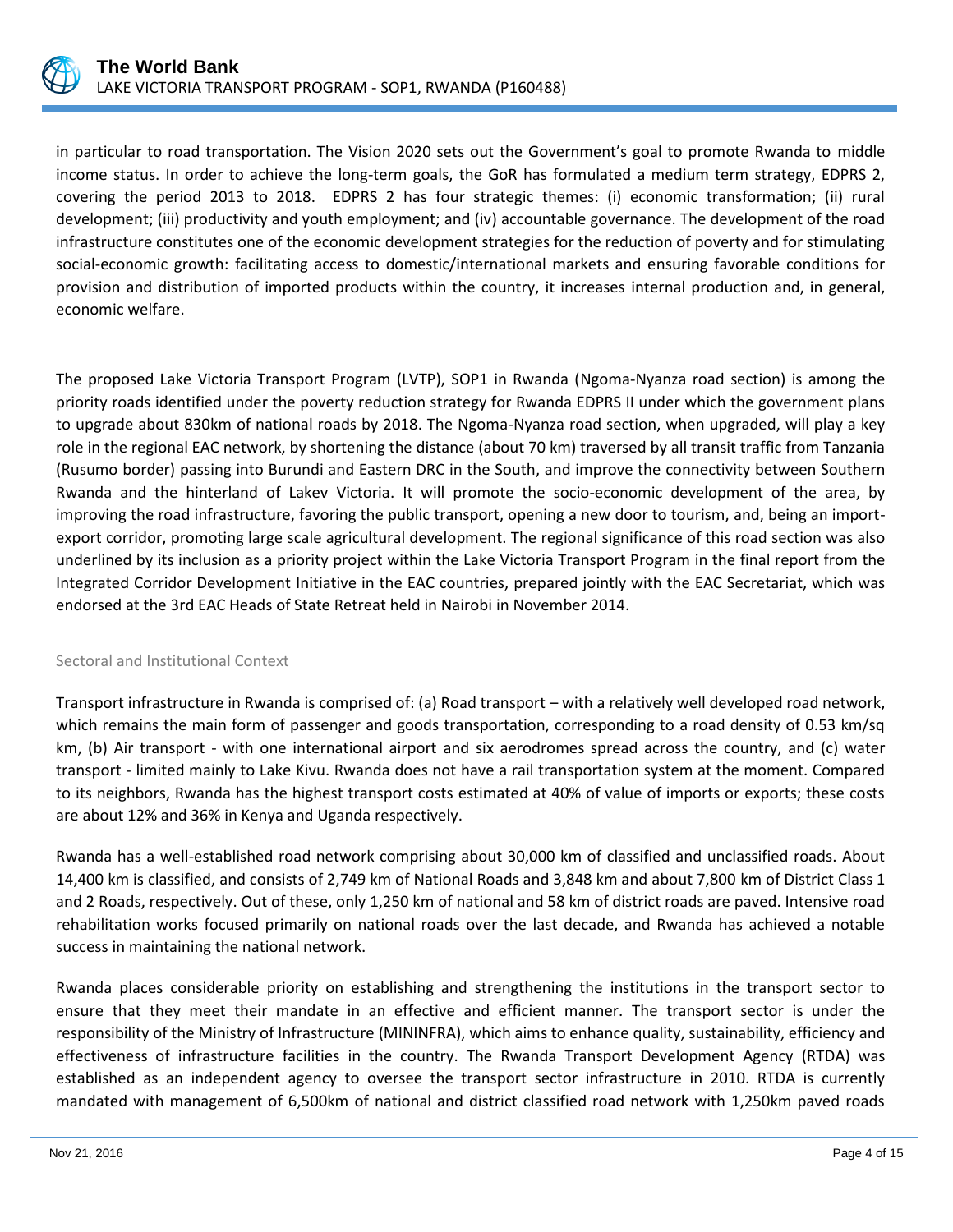in particular to road transportation. The Vision 2020 sets out the Government's goal to promote Rwanda to middle income status. In order to achieve the long-term goals, the GoR has formulated a medium term strategy, EDPRS 2, covering the period 2013 to 2018. EDPRS 2 has four strategic themes: (i) economic transformation; (ii) rural development; (iii) productivity and youth employment; and (iv) accountable governance. The development of the road infrastructure constitutes one of the economic development strategies for the reduction of poverty and for stimulating social-economic growth: facilitating access to domestic/international markets and ensuring favorable conditions for provision and distribution of imported products within the country, it increases internal production and, in general, economic welfare.

The proposed Lake Victoria Transport Program (LVTP), SOP1 in Rwanda (Ngoma-Nyanza road section) is among the priority roads identified under the poverty reduction strategy for Rwanda EDPRS II under which the government plans to upgrade about 830km of national roads by 2018. The Ngoma-Nyanza road section, when upgraded, will play a key role in the regional EAC network, by shortening the distance (about 70 km) traversed by all transit traffic from Tanzania (Rusumo border) passing into Burundi and Eastern DRC in the South, and improve the connectivity between Southern Rwanda and the hinterland of Lakev Victoria. It will promote the socio-economic development of the area, by improving the road infrastructure, favoring the public transport, opening a new door to tourism, and, being an import-export corridor, promoting large scale agricultural development. The regional significance of this road section was also underlined by its inclusion as a priority project within the Lake Victoria Transport Program in the final report from the Integrated Corridor Development Initiative in the EAC countries, prepared jointly with the EAC Secretariat, which was endorsed at the 3rd EAC Heads of State Retreat held in Nairobi in November 2014.

### Sectoral and Institutional Context

Transport infrastructure in Rwanda is comprised of: (a) Road transport – with a relatively well developed road network, which remains the main form of passenger and goods transportation, corresponding to a road density of 0.53 km/sq km, (b) Air transport - with one international airport and six aerodromes spread across the country, and (c) water transport - limited mainly to Lake Kivu. Rwanda does not have a rail transportation system at the moment. Compared to its neighbors, Rwanda has the highest transport costs estimated at 40% of value of imports or exports; these costs are about 12% and 36% in Kenya and Uganda respectively.

Rwanda has a well-established road network comprising about 30,000 km of classified and unclassified roads. About 14,400 km is classified, and consists of 2,749 km of National Roads and 3,848 km and about 7,800 km of District Class 1 and 2 Roads, respectively. Out of these, only 1,250 km of national and 58 km of district roads are paved. Intensive road rehabilitation works focused primarily on national roads over the last decade, and Rwanda has achieved a notable success in maintaining the national network.

Rwanda places considerable priority on establishing and strengthening the institutions in the transport sector to ensure that they meet their mandate in an effective and efficient manner. The transport sector is under the responsibility of the Ministry of Infrastructure (MININFRA), which aims to enhance quality, sustainability, efficiency and effectiveness of infrastructure facilities in the country. The Rwanda Transport Development Agency (RTDA) was established as an independent agency to oversee the transport sector infrastructure in 2010. RTDA is currently mandated with management of 6,500km of national and district classified road network with 1,250km paved roads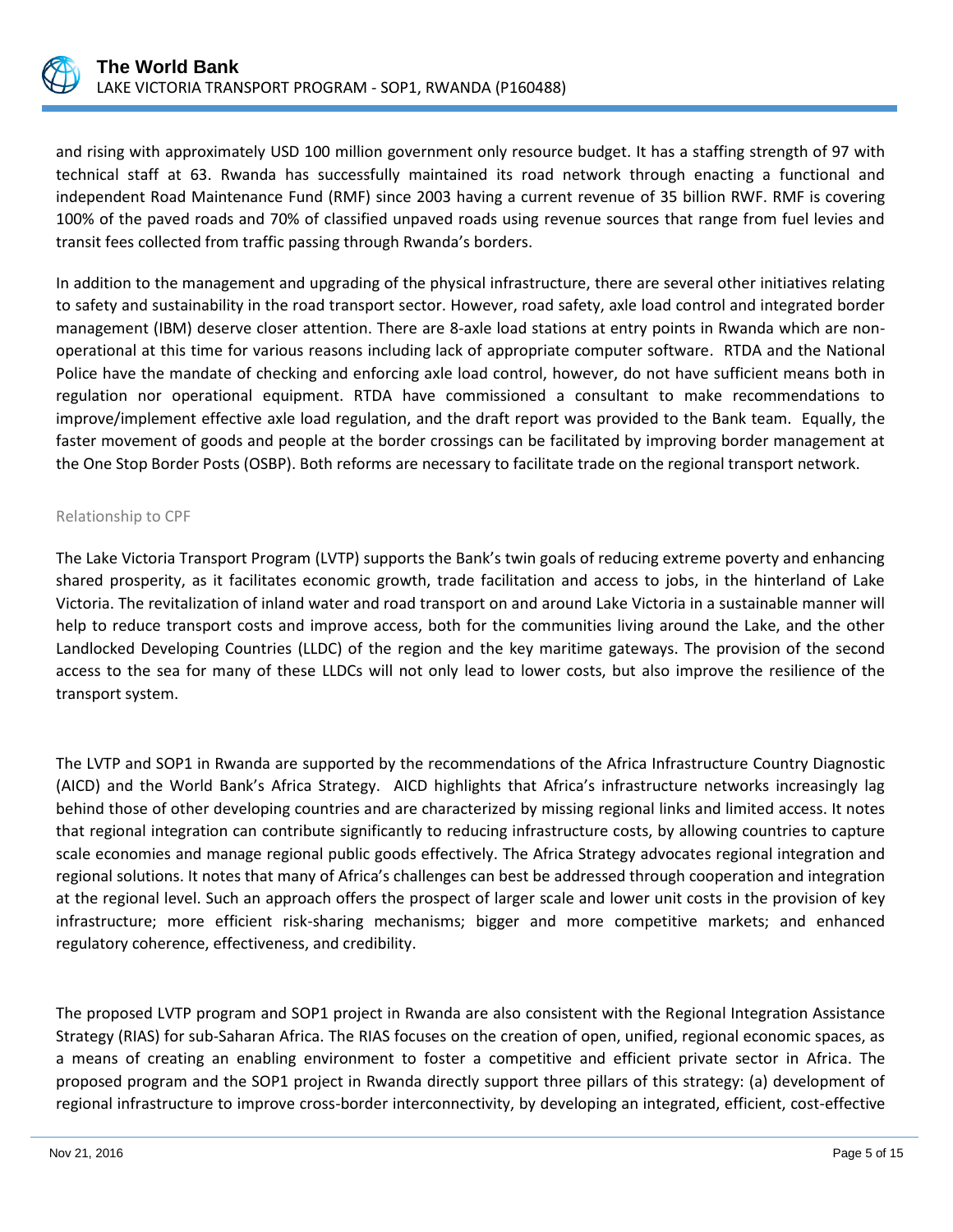and rising with approximately USD 100 million government only resource budget. It has a staffing strength of 97 with technical staff at 63. Rwanda has successfully maintained its road network through enacting a functional and independent Road Maintenance Fund (RMF) since 2003 having a current revenue of 35 billion RWF. RMF is covering 100% of the paved roads and 70% of classified unpaved roads using revenue sources that range from fuel levies and transit fees collected from traffic passing through Rwanda's borders.

In addition to the management and upgrading of the physical infrastructure, there are several other initiatives relating to safety and sustainability in the road transport sector. However, road safety, axle load control and integrated border management (IBM) deserve closer attention. There are 8-axle load stations at entry points in Rwanda which are non-operational at this time for various reasons including lack of appropriate computer software. RTDA and the National Police have the mandate of checking and enforcing axle load control, however, do not have sufficient means both in regulation nor operational equipment. RTDA have commissioned a consultant to make recommendations to improve/implement effective axle load regulation, and the draft report was provided to the Bank team. Equally, the faster movement of goods and people at the border crossings can be facilitated by improving border management at the One Stop Border Posts (OSBP). Both reforms are necessary to facilitate trade on the regional transport network.

### Relationship to CPF

The Lake Victoria Transport Program (LVTP) supports the Bank's twin goals of reducing extreme poverty and enhancing shared prosperity, as it facilitates economic growth, trade facilitation and access to jobs, in the hinterland of Lake Victoria. The revitalization of inland water and road transport on and around Lake Victoria in a sustainable manner will help to reduce transport costs and improve access, both for the communities living around the Lake, and the other Landlocked Developing Countries (LLDC) of the region and the key maritime gateways. The provision of the second access to the sea for many of these LLDCs will not only lead to lower costs, but also improve the resilience of the transport system.

The LVTP and SOP1 in Rwanda are supported by the recommendations of the Africa Infrastructure Country Diagnostic (AICD) and the World Bank's Africa Strategy. AICD highlights that Africa's infrastructure networks increasingly lag behind those of other developing countries and are characterized by missing regional links and limited access. It notes that regional integration can contribute significantly to reducing infrastructure costs, by allowing countries to capture scale economies and manage regional public goods effectively. The Africa Strategy advocates regional integration and regional solutions. It notes that many of Africa's challenges can best be addressed through cooperation and integration at the regional level. Such an approach offers the prospect of larger scale and lower unit costs in the provision of key infrastructure; more efficient risk-sharing mechanisms; bigger and more competitive markets; and enhanced regulatory coherence, effectiveness, and credibility.

The proposed LVTP program and SOP1 project in Rwanda are also consistent with the Regional Integration Assistance Strategy (RIAS) for sub-Saharan Africa. The RIAS focuses on the creation of open, unified, regional economic spaces, as a means of creating an enabling environment to foster a competitive and efficient private sector in Africa. The proposed program and the SOP1 project in Rwanda directly support three pillars of this strategy: (a) development of regional infrastructure to improve cross-border interconnectivity, by developing an integrated, efficient, cost-effective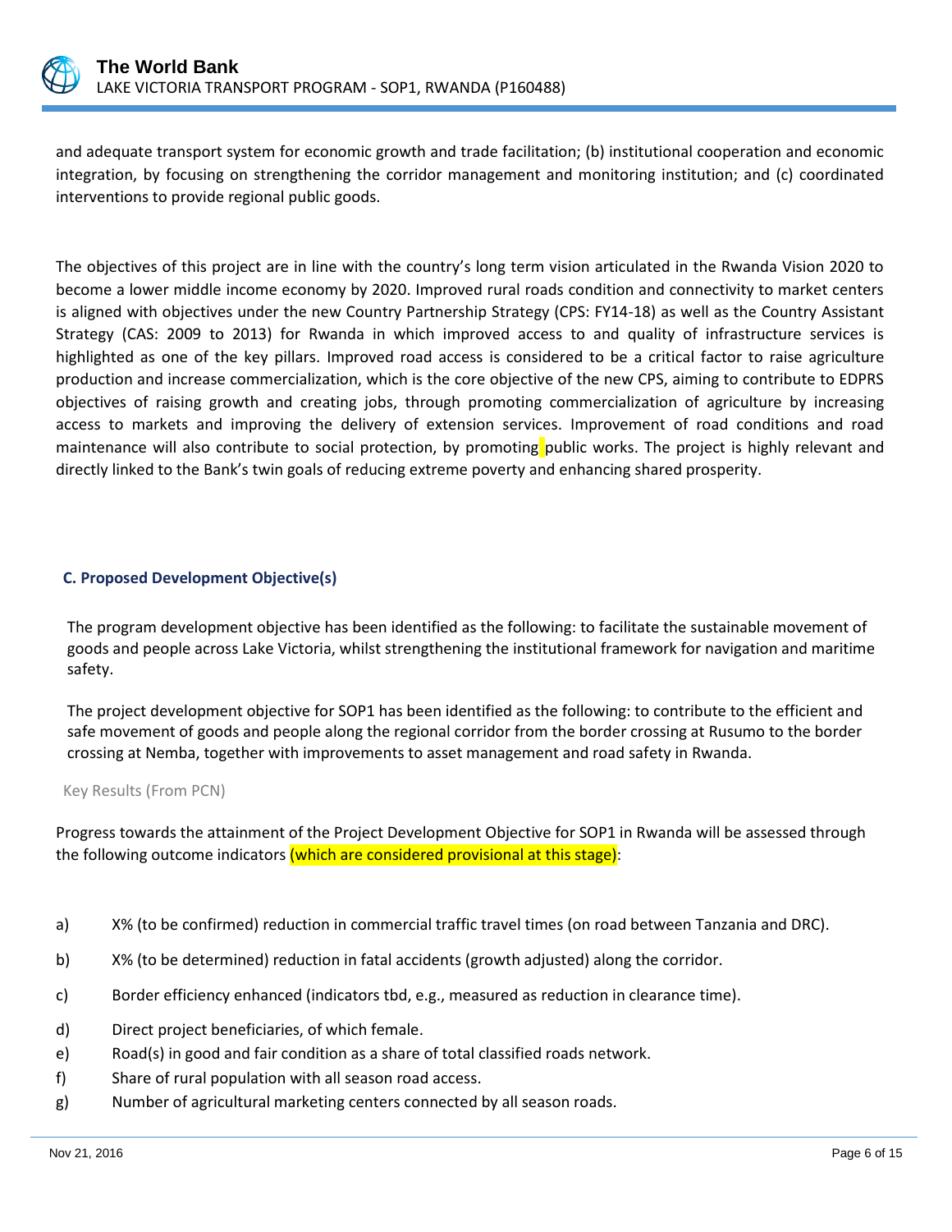and adequate transport system for economic growth and trade facilitation; (b) institutional cooperation and economic integration, by focusing on strengthening the corridor management and monitoring institution; and (c) coordinated interventions to provide regional public goods.

The objectives of this project are in line with the country's long term vision articulated in the Rwanda Vision 2020 to become a lower middle income economy by 2020. Improved rural roads condition and connectivity to market centers is aligned with objectives under the new Country Partnership Strategy (CPS: FY14-18) as well as the Country Assistant Strategy (CAS: 2009 to 2013) for Rwanda in which improved access to and quality of infrastructure services is highlighted as one of the key pillars. Improved road access is considered to be a critical factor to raise agriculture production and increase commercialization, which is the core objective of the new CPS, aiming to contribute to EDPRS objectives of raising growth and creating jobs, through promoting commercialization of agriculture by increasing access to markets and improving the delivery of extension services. Improvement of road conditions and road maintenance will also contribute to social protection, by promoting public works. The project is highly relevant and directly linked to the Bank's twin goals of reducing extreme poverty and enhancing shared prosperity.

### C. Proposed Development Objective(s)

The program development objective has been identified as the following: to facilitate the sustainable movement of goods and people across Lake Victoria, whilst strengthening the institutional framework for navigation and maritime safety.

The project development objective for SOP1 has been identified as the following: to contribute to the efficient and safe movement of goods and people along the regional corridor from the border crossing at Rusumo to the border crossing at Nemba, together with improvements to asset management and road safety in Rwanda.

Key Results (From PCN)

Progress towards the attainment of the Project Development Objective for SOP1 in Rwanda will be assessed through the following outcome indicators (which are considered provisional at this stage):

a) X% (to be confirmed) reduction in commercial traffic travel times (on road between Tanzania and DRC).

b) X% (to be determined) reduction in fatal accidents (growth adjusted) along the corridor.

c) Border efficiency enhanced (indicators tbd, e.g., measured as reduction in clearance time).

d) Direct project beneficiaries, of which female.

e) Road(s) in good and fair condition as a share of total classified roads network.

f) Share of rural population with all season road access.

g) Number of agricultural marketing centers connected by all season roads.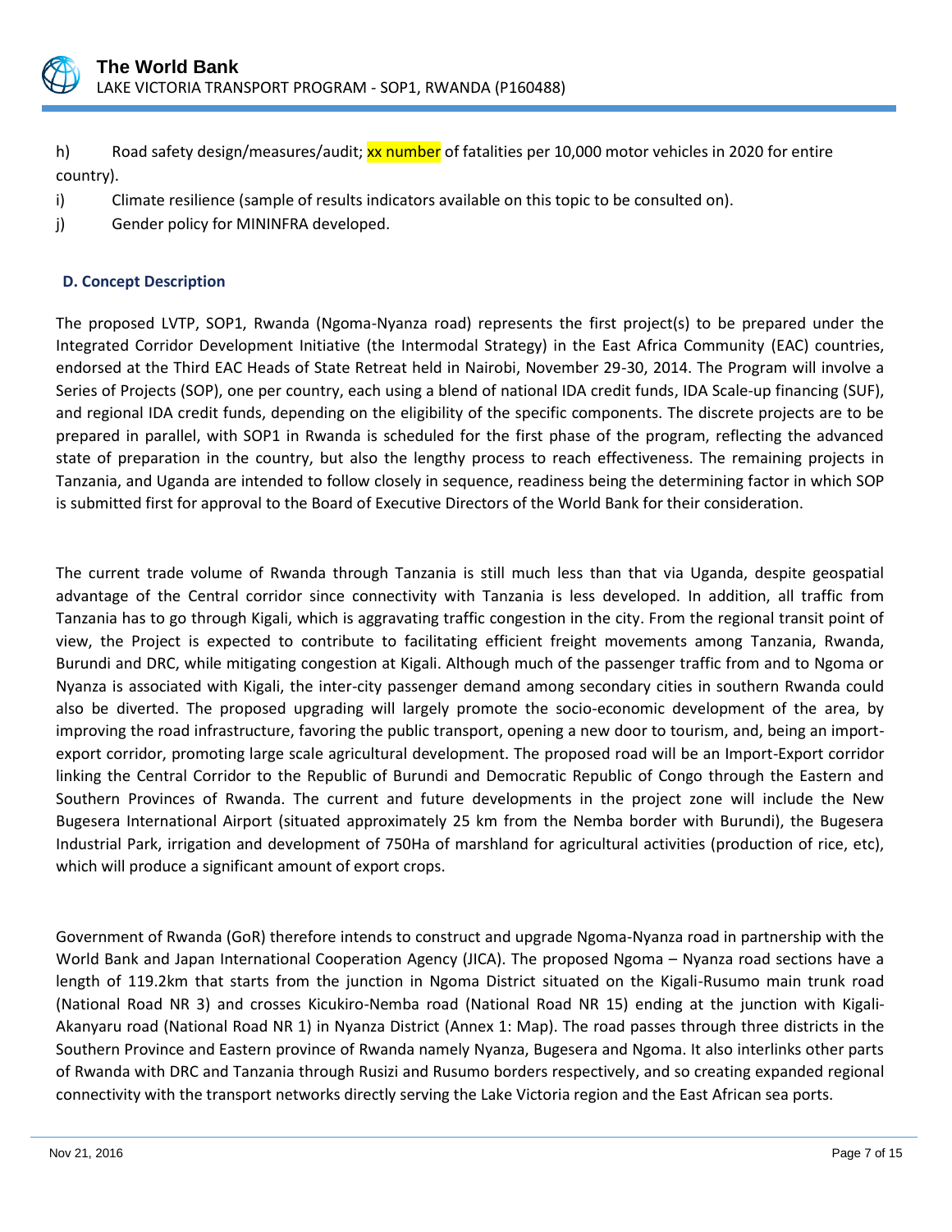h) Road safety design/measures/audit; xx number of fatalities per 10,000 motor vehicles in 2020 for entire country).

i) Climate resilience (sample of results indicators available on this topic to be consulted on).

j) Gender policy for MININFRA developed.

### D. Concept Description

The proposed LVTP, SOP1, Rwanda (Ngoma-Nyanza road) represents the first project(s) to be prepared under the Integrated Corridor Development Initiative (the Intermodal Strategy) in the East Africa Community (EAC) countries, endorsed at the Third EAC Heads of State Retreat held in Nairobi, November 29-30, 2014. The Program will involve a Series of Projects (SOP), one per country, each using a blend of national IDA credit funds, IDA Scale-up financing (SUF), and regional IDA credit funds, depending on the eligibility of the specific components. The discrete projects are to be prepared in parallel, with SOP1 in Rwanda is scheduled for the first phase of the program, reflecting the advanced state of preparation in the country, but also the lengthy process to reach effectiveness. The remaining projects in Tanzania, and Uganda are intended to follow closely in sequence, readiness being the determining factor in which SOP is submitted first for approval to the Board of Executive Directors of the World Bank for their consideration.

The current trade volume of Rwanda through Tanzania is still much less than that via Uganda, despite geospatial advantage of the Central corridor since connectivity with Tanzania is less developed. In addition, all traffic from Tanzania has to go through Kigali, which is aggravating traffic congestion in the city. From the regional transit point of view, the Project is expected to contribute to facilitating efficient freight movements among Tanzania, Rwanda, Burundi and DRC, while mitigating congestion at Kigali. Although much of the passenger traffic from and to Ngoma or Nyanza is associated with Kigali, the inter-city passenger demand among secondary cities in southern Rwanda could also be diverted. The proposed upgrading will largely promote the socio-economic development of the area, by improving the road infrastructure, favoring the public transport, opening a new door to tourism, and, being an import-export corridor, promoting large scale agricultural development. The proposed road will be an Import-Export corridor linking the Central Corridor to the Republic of Burundi and Democratic Republic of Congo through the Eastern and Southern Provinces of Rwanda. The current and future developments in the project zone will include the New Bugesera International Airport (situated approximately 25 km from the Nemba border with Burundi), the Bugesera Industrial Park, irrigation and development of 750Ha of marshland for agricultural activities (production of rice, etc), which will produce a significant amount of export crops.

Government of Rwanda (GoR) therefore intends to construct and upgrade Ngoma-Nyanza road in partnership with the World Bank and Japan International Cooperation Agency (JICA). The proposed Ngoma – Nyanza road sections have a length of 119.2km that starts from the junction in Ngoma District situated on the Kigali-Rusumo main trunk road (National Road NR 3) and crosses Kicukiro-Nemba road (National Road NR 15) ending at the junction with Kigali-Akanyaru road (National Road NR 1) in Nyanza District (Annex 1: Map). The road passes through three districts in the Southern Province and Eastern province of Rwanda namely Nyanza, Bugesera and Ngoma. It also interlinks other parts of Rwanda with DRC and Tanzania through Rusizi and Rusumo borders respectively, and so creating expanded regional connectivity with the transport networks directly serving the Lake Victoria region and the East African sea ports.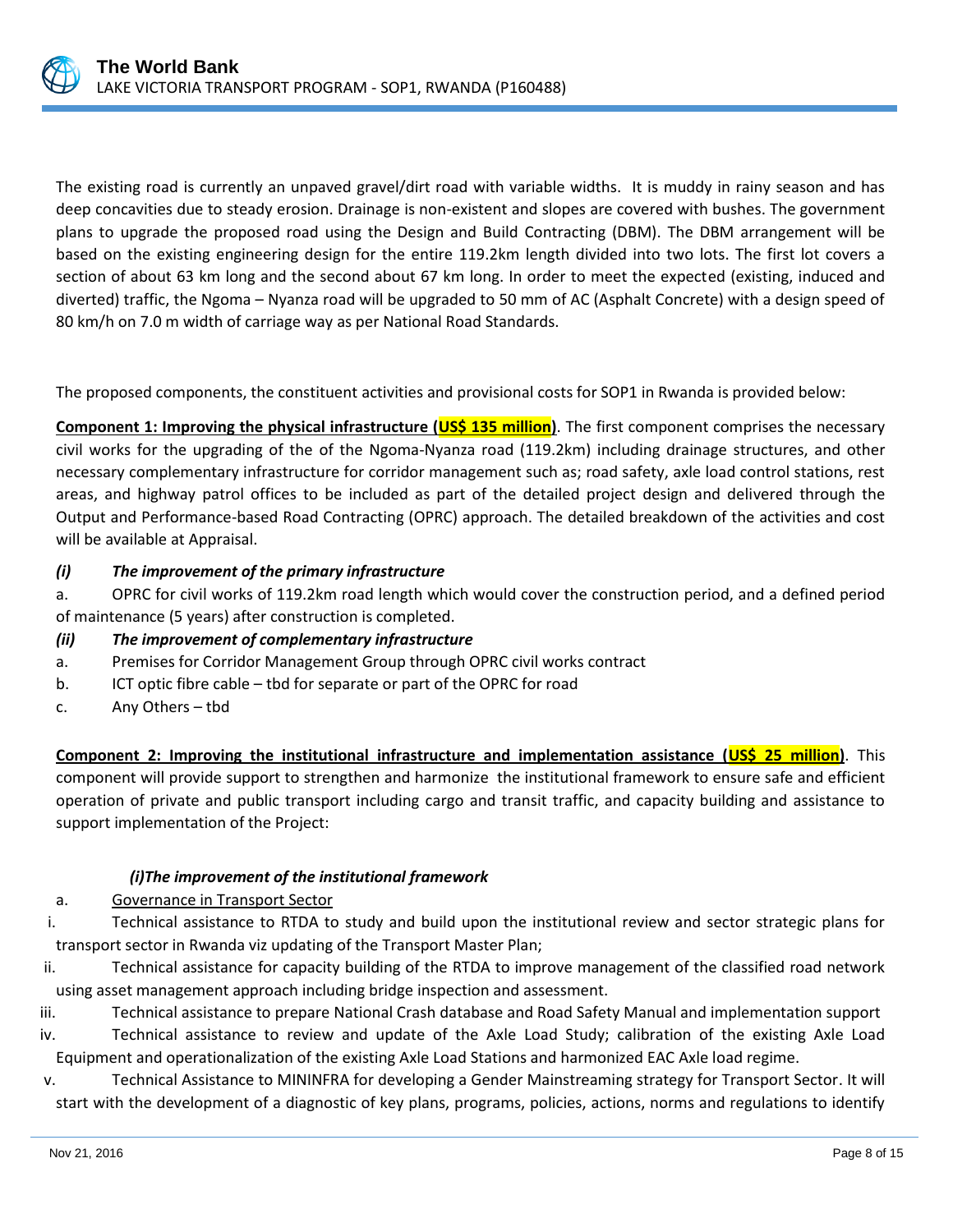The existing road is currently an unpaved gravel/dirt road with variable widths. It is muddy in rainy season and has deep concavities due to steady erosion. Drainage is non-existent and slopes are covered with bushes. The government plans to upgrade the proposed road using the Design and Build Contracting (DBM). The DBM arrangement will be based on the existing engineering design for the entire 119.2km length divided into two lots. The first lot covers a section of about 63 km long and the second about 67 km long. In order to meet the expected (existing, induced and diverted) traffic, the Ngoma – Nyanza road will be upgraded to 50 mm of AC (Asphalt Concrete) with a design speed of 80 km/h on 7.0 m width of carriage way as per National Road Standards.

The proposed components, the constituent activities and provisional costs for SOP1 in Rwanda is provided below:

**Component 1: Improving the physical infrastructure (US$ 135 million)**. The first component comprises the necessary civil works for the upgrading of the of the Ngoma-Nyanza road (119.2km) including drainage structures, and other necessary complementary infrastructure for corridor management such as; road safety, axle load control stations, rest areas, and highway patrol offices to be included as part of the detailed project design and delivered through the Output and Performance-based Road Contracting (OPRC) approach. The detailed breakdown of the activities and cost will be available at Appraisal.

***(i) The improvement of the primary infrastructure***

a. OPRC for civil works of 119.2km road length which would cover the construction period, and a defined period of maintenance (5 years) after construction is completed.

***(ii) The improvement of complementary infrastructure***

a. Premises for Corridor Management Group through OPRC civil works contract

b. ICT optic fibre cable – tbd for separate or part of the OPRC for road

c. Any Others – tbd

**Component 2: Improving the institutional infrastructure and implementation assistance (US$ 25 million)**. This component will provide support to strengthen and harmonize the institutional framework to ensure safe and efficient operation of private and public transport including cargo and transit traffic, and capacity building and assistance to support implementation of the Project:

***(i) The improvement of the institutional framework***

a. Governance in Transport Sector

i. Technical assistance to RTDA to study and build upon the institutional review and sector strategic plans for transport sector in Rwanda viz updating of the Transport Master Plan;

ii. Technical assistance for capacity building of the RTDA to improve management of the classified road network using asset management approach including bridge inspection and assessment.

iii. Technical assistance to prepare National Crash database and Road Safety Manual and implementation support

iv. Technical assistance to review and update of the Axle Load Study; calibration of the existing Axle Load Equipment and operationalization of the existing Axle Load Stations and harmonized EAC Axle load regime.

v. Technical Assistance to MININFRA for developing a Gender Mainstreaming strategy for Transport Sector. It will start with the development of a diagnostic of key plans, programs, policies, actions, norms and regulations to identify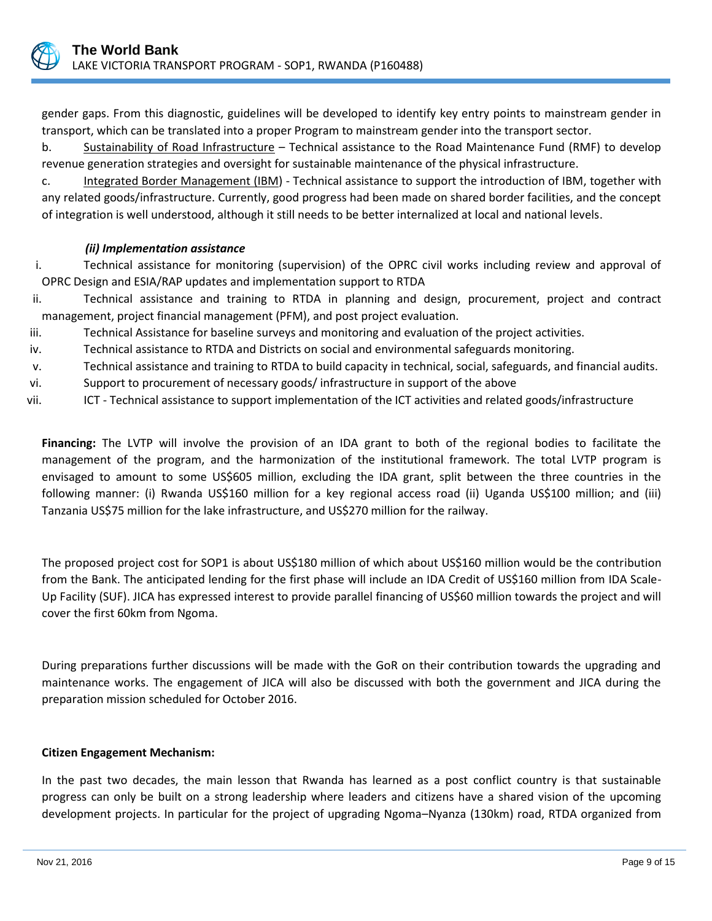gender gaps. From this diagnostic, guidelines will be developed to identify key entry points to mainstream gender in transport, which can be translated into a proper Program to mainstream gender into the transport sector.

b. Sustainability of Road Infrastructure – Technical assistance to the Road Maintenance Fund (RMF) to develop revenue generation strategies and oversight for sustainable maintenance of the physical infrastructure.

c. Integrated Border Management (IBM) - Technical assistance to support the introduction of IBM, together with any related goods/infrastructure. Currently, good progress had been made on shared border facilities, and the concept of integration is well understood, although it still needs to be better internalized at local and national levels.

***(ii) Implementation assistance***

i. Technical assistance for monitoring (supervision) of the OPRC civil works including review and approval of OPRC Design and ESIA/RAP updates and implementation support to RTDA
ii. Technical assistance and training to RTDA in planning and design, procurement, project and contract management, project financial management (PFM), and post project evaluation.
iii. Technical Assistance for baseline surveys and monitoring and evaluation of the project activities.
iv. Technical assistance to RTDA and Districts on social and environmental safeguards monitoring.
v. Technical assistance and training to RTDA to build capacity in technical, social, safeguards, and financial audits.
vi. Support to procurement of necessary goods/ infrastructure in support of the above
vii. ICT - Technical assistance to support implementation of the ICT activities and related goods/infrastructure

**Financing:** The LVTP will involve the provision of an IDA grant to both of the regional bodies to facilitate the management of the program, and the harmonization of the institutional framework. The total LVTP program is envisaged to amount to some US$605 million, excluding the IDA grant, split between the three countries in the following manner: (i) Rwanda US$160 million for a key regional access road (ii) Uganda US$100 million; and (iii) Tanzania US$75 million for the lake infrastructure, and US$270 million for the railway.

The proposed project cost for SOP1 is about US$180 million of which about US$160 million would be the contribution from the Bank. The anticipated lending for the first phase will include an IDA Credit of US$160 million from IDA Scale-Up Facility (SUF). JICA has expressed interest to provide parallel financing of US$60 million towards the project and will cover the first 60km from Ngoma.

During preparations further discussions will be made with the GoR on their contribution towards the upgrading and maintenance works. The engagement of JICA will also be discussed with both the government and JICA during the preparation mission scheduled for October 2016.

**Citizen Engagement Mechanism:**

In the past two decades, the main lesson that Rwanda has learned as a post conflict country is that sustainable progress can only be built on a strong leadership where leaders and citizens have a shared vision of the upcoming development projects. In particular for the project of upgrading Ngoma–Nyanza (130km) road, RTDA organized from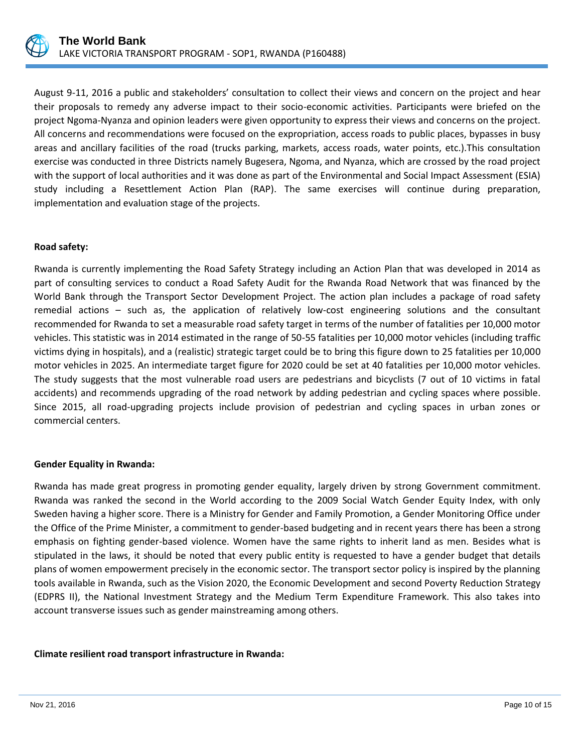August 9-11, 2016 a public and stakeholders' consultation to collect their views and concern on the project and hear their proposals to remedy any adverse impact to their socio-economic activities. Participants were briefed on the project Ngoma-Nyanza and opinion leaders were given opportunity to express their views and concerns on the project. All concerns and recommendations were focused on the expropriation, access roads to public places, bypasses in busy areas and ancillary facilities of the road (trucks parking, markets, access roads, water points, etc.).This consultation exercise was conducted in three Districts namely Bugesera, Ngoma, and Nyanza, which are crossed by the road project with the support of local authorities and it was done as part of the Environmental and Social Impact Assessment (ESIA) study including a Resettlement Action Plan (RAP). The same exercises will continue during preparation, implementation and evaluation stage of the projects.

**Road safety:**

Rwanda is currently implementing the Road Safety Strategy including an Action Plan that was developed in 2014 as part of consulting services to conduct a Road Safety Audit for the Rwanda Road Network that was financed by the World Bank through the Transport Sector Development Project. The action plan includes a package of road safety remedial actions – such as, the application of relatively low-cost engineering solutions and the consultant recommended for Rwanda to set a measurable road safety target in terms of the number of fatalities per 10,000 motor vehicles. This statistic was in 2014 estimated in the range of 50-55 fatalities per 10,000 motor vehicles (including traffic victims dying in hospitals), and a (realistic) strategic target could be to bring this figure down to 25 fatalities per 10,000 motor vehicles in 2025. An intermediate target figure for 2020 could be set at 40 fatalities per 10,000 motor vehicles. The study suggests that the most vulnerable road users are pedestrians and bicyclists (7 out of 10 victims in fatal accidents) and recommends upgrading of the road network by adding pedestrian and cycling spaces where possible. Since 2015, all road-upgrading projects include provision of pedestrian and cycling spaces in urban zones or commercial centers.

**Gender Equality in Rwanda:**

Rwanda has made great progress in promoting gender equality, largely driven by strong Government commitment. Rwanda was ranked the second in the World according to the 2009 Social Watch Gender Equity Index, with only Sweden having a higher score. There is a Ministry for Gender and Family Promotion, a Gender Monitoring Office under the Office of the Prime Minister, a commitment to gender-based budgeting and in recent years there has been a strong emphasis on fighting gender-based violence. Women have the same rights to inherit land as men. Besides what is stipulated in the laws, it should be noted that every public entity is requested to have a gender budget that details plans of women empowerment precisely in the economic sector. The transport sector policy is inspired by the planning tools available in Rwanda, such as the Vision 2020, the Economic Development and second Poverty Reduction Strategy (EDPRS II), the National Investment Strategy and the Medium Term Expenditure Framework. This also takes into account transverse issues such as gender mainstreaming among others.

**Climate resilient road transport infrastructure in Rwanda:**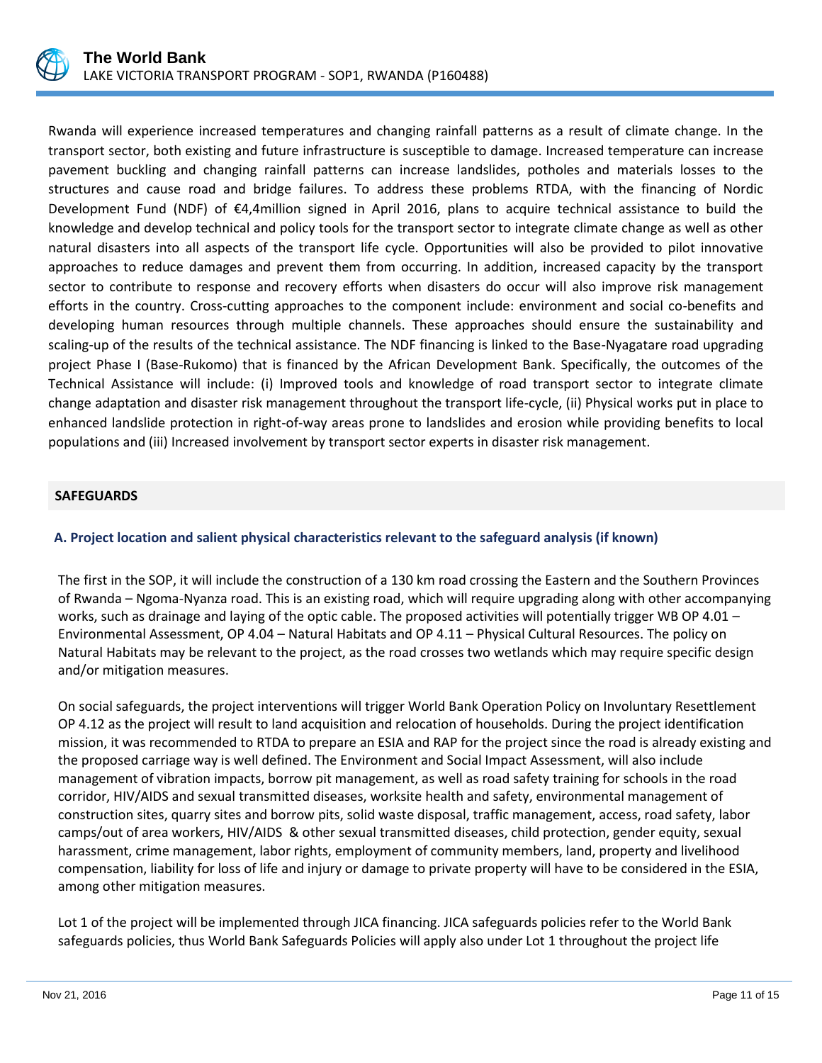Rwanda will experience increased temperatures and changing rainfall patterns as a result of climate change. In the transport sector, both existing and future infrastructure is susceptible to damage. Increased temperature can increase pavement buckling and changing rainfall patterns can increase landslides, potholes and materials losses to the structures and cause road and bridge failures. To address these problems RTDA, with the financing of Nordic Development Fund (NDF) of €4,4million signed in April 2016, plans to acquire technical assistance to build the knowledge and develop technical and policy tools for the transport sector to integrate climate change as well as other natural disasters into all aspects of the transport life cycle. Opportunities will also be provided to pilot innovative approaches to reduce damages and prevent them from occurring. In addition, increased capacity by the transport sector to contribute to response and recovery efforts when disasters do occur will also improve risk management efforts in the country. Cross-cutting approaches to the component include: environment and social co-benefits and developing human resources through multiple channels. These approaches should ensure the sustainability and scaling-up of the results of the technical assistance. The NDF financing is linked to the Base-Nyagatare road upgrading project Phase I (Base-Rukomo) that is financed by the African Development Bank. Specifically, the outcomes of the Technical Assistance will include: (i) Improved tools and knowledge of road transport sector to integrate climate change adaptation and disaster risk management throughout the transport life-cycle, (ii) Physical works put in place to enhanced landslide protection in right-of-way areas prone to landslides and erosion while providing benefits to local populations and (iii) Increased involvement by transport sector experts in disaster risk management.

## SAFEGUARDS

### A. Project location and salient physical characteristics relevant to the safeguard analysis (if known)

The first in the SOP, it will include the construction of a 130 km road crossing the Eastern and the Southern Provinces of Rwanda – Ngoma-Nyanza road. This is an existing road, which will require upgrading along with other accompanying works, such as drainage and laying of the optic cable. The proposed activities will potentially trigger WB OP 4.01 – Environmental Assessment, OP 4.04 – Natural Habitats and OP 4.11 – Physical Cultural Resources. The policy on Natural Habitats may be relevant to the project, as the road crosses two wetlands which may require specific design and/or mitigation measures.

On social safeguards, the project interventions will trigger World Bank Operation Policy on Involuntary Resettlement OP 4.12 as the project will result to land acquisition and relocation of households. During the project identification mission, it was recommended to RTDA to prepare an ESIA and RAP for the project since the road is already existing and the proposed carriage way is well defined. The Environment and Social Impact Assessment, will also include management of vibration impacts, borrow pit management, as well as road safety training for schools in the road corridor, HIV/AIDS and sexual transmitted diseases, worksite health and safety, environmental management of construction sites, quarry sites and borrow pits, solid waste disposal, traffic management, access, road safety, labor camps/out of area workers, HIV/AIDS & other sexual transmitted diseases, child protection, gender equity, sexual harassment, crime management, labor rights, employment of community members, land, property and livelihood compensation, liability for loss of life and injury or damage to private property will have to be considered in the ESIA, among other mitigation measures.

Lot 1 of the project will be implemented through JICA financing. JICA safeguards policies refer to the World Bank safeguards policies, thus World Bank Safeguards Policies will apply also under Lot 1 throughout the project life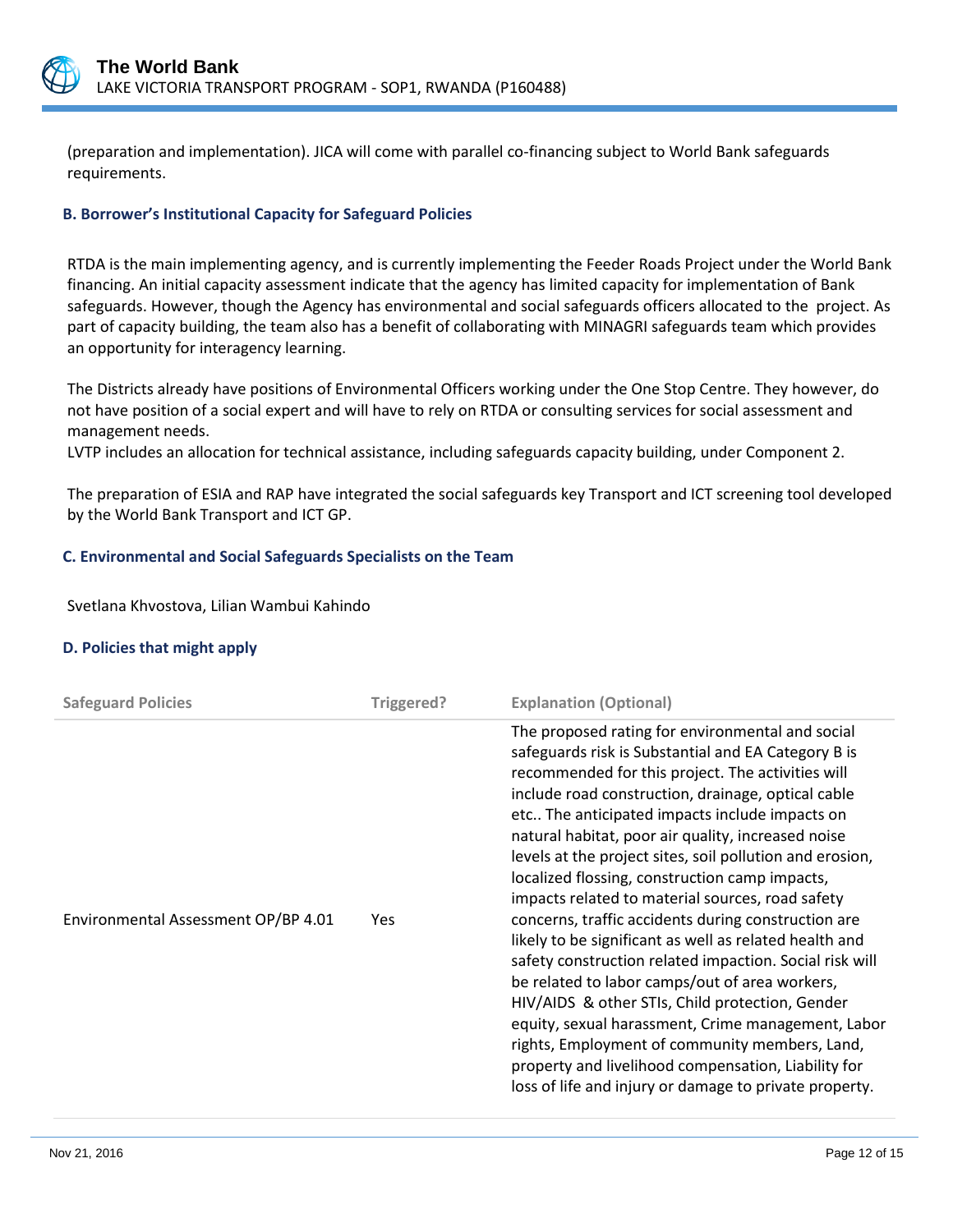(preparation and implementation). JICA will come with parallel co-financing subject to World Bank safeguards requirements.

### B. Borrower's Institutional Capacity for Safeguard Policies

RTDA is the main implementing agency, and is currently implementing the Feeder Roads Project under the World Bank financing. An initial capacity assessment indicate that the agency has limited capacity for implementation of Bank safeguards. However, though the Agency has environmental and social safeguards officers allocated to the project. As part of capacity building, the team also has a benefit of collaborating with MINAGRI safeguards team which provides an opportunity for interagency learning.

The Districts already have positions of Environmental Officers working under the One Stop Centre. They however, do not have position of a social expert and will have to rely on RTDA or consulting services for social assessment and management needs.
LVTP includes an allocation for technical assistance, including safeguards capacity building, under Component 2.

The preparation of ESIA and RAP have integrated the social safeguards key Transport and ICT screening tool developed by the World Bank Transport and ICT GP.

### C. Environmental and Social Safeguards Specialists on the Team

Svetlana Khvostova, Lilian Wambui Kahindo

### D. Policies that might apply

| Safeguard Policies | Triggered? | Explanation (Optional) |
|---|---|---|
| Environmental Assessment OP/BP 4.01 | Yes | The proposed rating for environmental and social safeguards risk is Substantial and EA Category B is recommended for this project. The activities will include road construction, drainage, optical cable etc.. The anticipated impacts include impacts on natural habitat, poor air quality, increased noise levels at the project sites, soil pollution and erosion, localized flossing, construction camp impacts, impacts related to material sources, road safety concerns, traffic accidents during construction are likely to be significant as well as related health and safety construction related impaction. Social risk will be related to labor camps/out of area workers, HIV/AIDS & other STIs, Child protection, Gender equity, sexual harassment, Crime management, Labor rights, Employment of community members, Land, property and livelihood compensation, Liability for loss of life and injury or damage to private property. |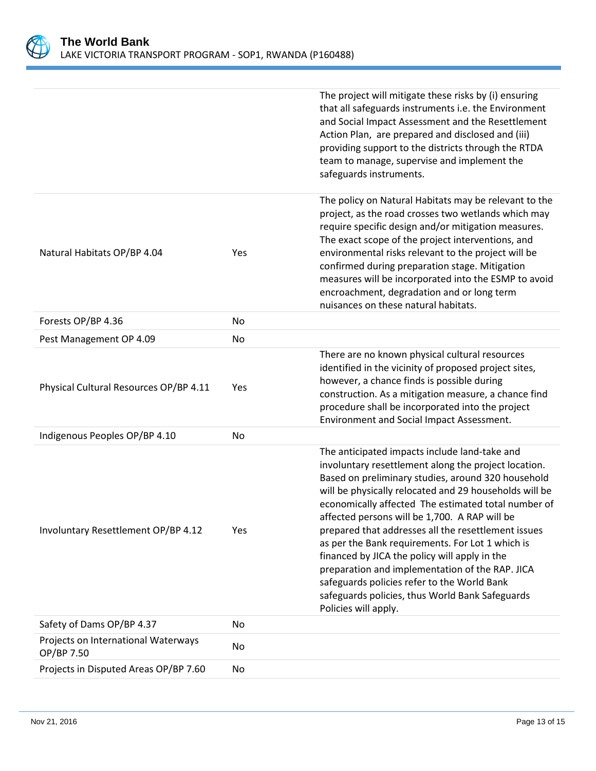| | | |
|---|---|---|
| | | The project will mitigate these risks by (i) ensuring that all safeguards instruments i.e. the Environment and Social Impact Assessment and the Resettlement Action Plan, are prepared and disclosed and (iii) providing support to the districts through the RTDA team to manage, supervise and implement the safeguards instruments. |
| Natural Habitats OP/BP 4.04 | Yes | The policy on Natural Habitats may be relevant to the project, as the road crosses two wetlands which may require specific design and/or mitigation measures. The exact scope of the project interventions, and environmental risks relevant to the project will be confirmed during preparation stage. Mitigation measures will be incorporated into the ESMP to avoid encroachment, degradation and or long term nuisances on these natural habitats. |
| Forests OP/BP 4.36 | No | |
| Pest Management OP 4.09 | No | |
| Physical Cultural Resources OP/BP 4.11 | Yes | There are no known physical cultural resources identified in the vicinity of proposed project sites, however, a chance finds is possible during construction. As a mitigation measure, a chance find procedure shall be incorporated into the project Environment and Social Impact Assessment. |
| Indigenous Peoples OP/BP 4.10 | No | |
| Involuntary Resettlement OP/BP 4.12 | Yes | The anticipated impacts include land-take and involuntary resettlement along the project location. Based on preliminary studies, around 320 household will be physically relocated and 29 households will be economically affected The estimated total number of affected persons will be 1,700. A RAP will be prepared that addresses all the resettlement issues as per the Bank requirements. For Lot 1 which is financed by JICA the policy will apply in the preparation and implementation of the RAP. JICA safeguards policies refer to the World Bank safeguards policies, thus World Bank Safeguards Policies will apply. |
| Safety of Dams OP/BP 4.37 | No | |
| Projects on International Waterways OP/BP 7.50 | No | |
| Projects in Disputed Areas OP/BP 7.60 | No | |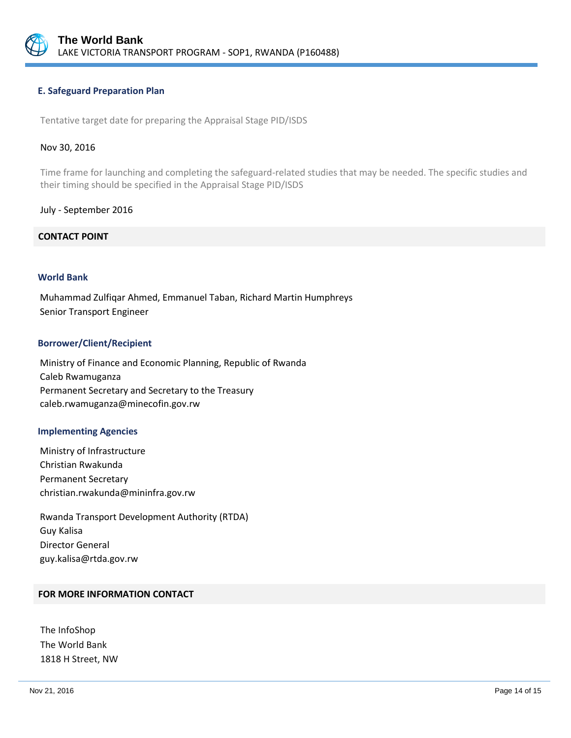### E. Safeguard Preparation Plan

Tentative target date for preparing the Appraisal Stage PID/ISDS

Nov 30, 2016

Time frame for launching and completing the safeguard-related studies that may be needed. The specific studies and their timing should be specified in the Appraisal Stage PID/ISDS

July - September 2016

## CONTACT POINT

#### World Bank

Muhammad Zulfiqar Ahmed, Emmanuel Taban, Richard Martin Humphreys
Senior Transport Engineer

#### Borrower/Client/Recipient

Ministry of Finance and Economic Planning, Republic of Rwanda
Caleb Rwamuganza
Permanent Secretary and Secretary to the Treasury
caleb.rwamuganza@minecofin.gov.rw

#### Implementing Agencies

Ministry of Infrastructure
Christian Rwakunda
Permanent Secretary
christian.rwakunda@mininfra.gov.rw

Rwanda Transport Development Authority (RTDA)
Guy Kalisa
Director General
guy.kalisa@rtda.gov.rw

## FOR MORE INFORMATION CONTACT

The InfoShop
The World Bank
1818 H Street, NW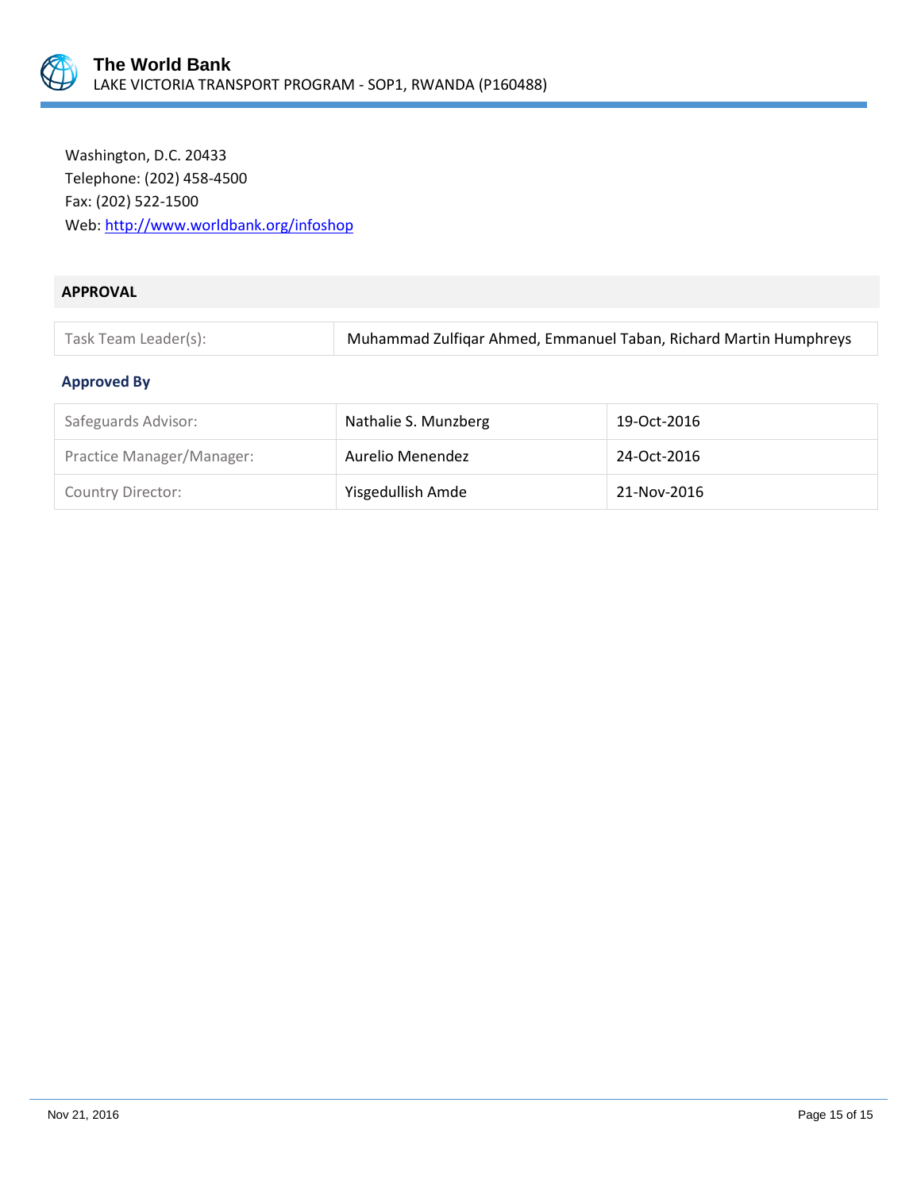Washington, D.C. 20433
Telephone: (202) 458-4500
Fax: (202) 522-1500
Web: http://www.worldbank.org/infoshop

## APPROVAL

| | |
|---|---|
| Task Team Leader(s): | Muhammad Zulfiqar Ahmed, Emmanuel Taban, Richard Martin Humphreys |

### Approved By

| | | |
|---|---|---|
| Safeguards Advisor: | Nathalie S. Munzberg | 19-Oct-2016 |
| Practice Manager/Manager: | Aurelio Menendez | 24-Oct-2016 |
| Country Director: | Yisgedullish Amde | 21-Nov-2016 |